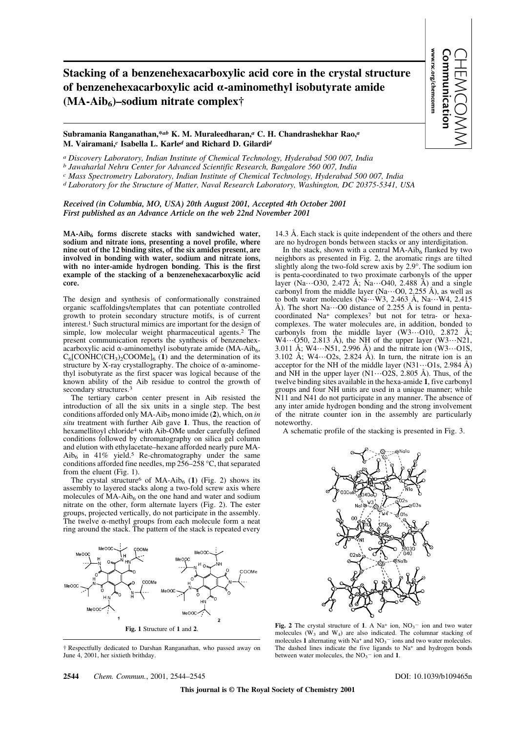# Stacking of a benzenehexacarboxylic acid core in the crystal structure of benzenehexacarboxylic acid α-aminomethyl isobutyrate amide ($MA\text{-}Aib_6$)–sodium nitrate complex†

**Subramania Ranganathan,\*[ab] K. M. Muraleedharan,[a] C. H. Chandrashekhar Rao,[a] M. Vairamani,[c] Isabella L. Karle[d] and Richard D. Gilardi[d]**

[a] *Discovery Laboratory, Indian Institute of Chemical Technology, Hyderabad 500 007, India*

[b] *Jawaharlal Nehru Center for Advanced Scientific Research, Bangalore 560 001, India*

[c] *Mass Spectrometry Laboratory, Indian Institute of Chemical Technology, Hyderabad 500 007, India*

[d] *Laboratory for the Structure of Matter, Naval Research Laboratory, Washington, DC 20375-5341, USA*

*Received (in Columbia, MO, USA) 20th August 2001, Accepted 4th October 2001*
*First published as an Advance Article on the web 22nd November 2001*

**$MA\text{-}Aib_6$ forms discrete stacks with sandwiched water, sodium and nitrate ions, presenting a novel profile, where nine out of the 12 binding sites, of the six amides present, are involved in bonding with water, sodium and nitrate ions, with no inter-amide hydrogen bonding. This is the first example of the stacking of a benzenehexacarboxylic acid core.**

The design and synthesis of conformationally constrained organic scaffoldings/templates that can potentiate controlled growth to protein secondary structure motifs, is of current interest.[1] Such structural mimics are important for the design of simple, low molecular weight pharmaceutical agents.[2] The present communication reports the synthesis of benzenehexacarboxylic acid α-aminomethyl isobutyrate amide ($MA\text{-}Aib_6$, $C_6[CONHC(CH_3)_2COOMe]_6$ (**1**) and the determination of its structure by X-ray crystallography. The choice of α-aminomethyl isobutyrate as the first spacer was logical because of the known ability of the Aib residue to control the growth of secondary structures.[3]

The tertiary carbon center present in Aib resisted the introduction of all the six units in a single step. The best conditions afforded only $MA\text{-}Aib_5$ mono imide (**2**), which, on *in situ* treatment with further Aib gave **1**. Thus, the reaction of hexamellitoyl chloride[4] with Aib-OMe under carefully defined conditions followed by chromatography on silica gel column and elution with ethylacetate–hexane afforded nearly pure $MA\text{-}Aib_6$ in 41% yield.[5] Re-chromatography under the same conditions afforded fine needles, mp 256–258 °C, that separated from the eluent (Fig. 1).

The crystal structure[6] of $MA\text{-}Aib_6$ (**1**) (Fig. 2) shows its assembly to layered stacks along a two-fold screw axis where molecules of $MA\text{-}Aib_6$ on the one hand and water and sodium nitrate on the other, form alternate layers (Fig. 2). The ester groups, projected vertically, do not participate in the assembly. The twelve α-methyl groups from each molecule form a neat ring around the stack. The pattern of the stack is repeated every 14.3 Å. Each stack is quite independent of the others and there are no hydrogen bonds between stacks or any interdigitation.

In the stack, shown with a central $MA\text{-}Aib_6$ flanked by two neighbors as presented in Fig. 2, the aromatic rings are tilted slightly along the two-fold screw axis by 2.9°. The sodium ion is penta-coordinated to two proximate carbonyls of the upper layer (Na···O30, 2.472 Å; Na···O40, 2.488 Å) and a single carbonyl from the middle layer (Na···O0, 2.255 Å), as well as to both water molecules (Na···W3, 2.463 Å, Na···W4, 2.415 Å). The short Na···O0 distance of 2.255 Å is found in penta-coordinated $Na^+$ complexes[7] but not for tetra- or hexa-complexes. The water molecules are, in addition, bonded to carbonyls from the middle layer (W3···O10, 2.872 Å; W4···O50, 2.813 Å), the NH of the upper layer (W3···N21, 3.011 Å; W4···N51, 2.996 Å) and the nitrate ion (W3···O1S, 3.102 Å; W4···O2s, 2.824 Å). In turn, the nitrate ion is an acceptor for the NH of the middle layer (N31···O1s, 2.984 Å) and NH in the upper layer (N1···O2S, 2.805 Å). Thus, of the twelve binding sites available in the hexa-amide **1**, five carbonyl groups and four NH units are used in a unique manner; while N11 and N41 do not participate in any manner. The absence of any inter amide hydrogen bonding and the strong involvement of the nitrate counter ion in the assembly are particularly noteworthy.

A schematic profile of the stacking is presented in Fig. 3.

**Fig. 1** Structure of **1** and **2**.

**Fig. 2** The crystal structure of **1**. A $Na^+$ ion, $NO_3^-$ ion and two water molecules ($W_3$ and $W_4$) are also indicated. The columnar stacking of molecules **1** alternating with $Na^+$ and $NO_3^-$ ions and two water molecules. The dashed lines indicate the five ligands to $Na^+$ and hydrogen bonds between water molecules, the $NO_3^-$ ion and **1**.

† Respectfully dedicated to Darshan Ranganathan, who passed away on June 4, 2001, her sixtieth brithday.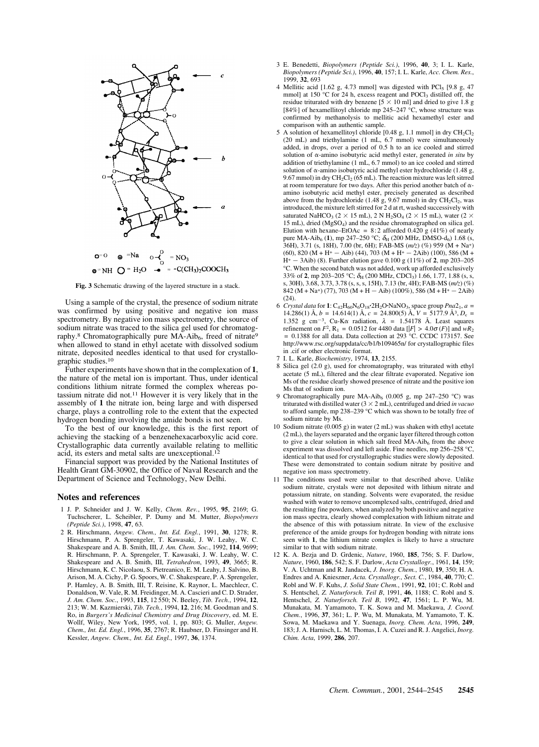a

b

c

O = O  ⊗ = Na  $NO_3$

⊘ = NH  ○ = $H_2O$  — = $-C(CH_3)_2COOCH_3$

**Fig. 3** Schematic drawing of the layered structure in a stack.

Using a sample of the crystal, the presence of sodium nitrate was confirmed by using positive and negative ion mass spectrometry. By negative ion mass spectrometry, the source of sodium nitrate was traced to the silica gel used for chromatography.[8] Chromatographically pure MA-Aib$_6$, freed of nitrate[9] when allowed to stand in ethyl acetate with dissolved sodium nitrate, deposited needles identical to that used for crystallographic studies.[10]

Futher experiments have shown that in the complexation of **1**, the nature of the metal ion is important. Thus, under identical conditions lithium nitrate formed the complex whereas potassium nitrate did not.[11] However it is very likely that in the assembly of **1** the nitrate ion, being large and with dispersed charge, plays a controlling role to the extent that the expected hydrogen bonding involving the amide bonds is not seen.

To the best of our knowledge, this is the first report of achieving the stacking of a benzenehexacarboxylic acid core. Crystallographic data currently available relating to mellitic acid, its esters and metal salts are unexceptional.[12]

Financial support was provided by the National Institutes of Health Grant GM-30902, the Office of Naval Research and the Department of Science and Technology, New Delhi.

## Notes and references

1 J. P. Schneider and J. W. Kelly, *Chem. Rev.*, 1995, **95**, 2169; G. Tuchscherer, L. Scheibler, P. Dumy and M. Mutter, *Biopolymers (Peptide Sci.)*, 1998, **47**, 63.

2 R. Hirschmann, *Angew. Chem., Int. Ed. Engl.*, 1991, **30**, 1278; R. Hirschmann, P. A. Sprengeler, T. Kawasaki, J. W. Leahy, W. C. Shakespeare and A. B. Smith, III, *J. Am. Chem. Soc.*, 1992, **114**, 9699; R. Hirschmann, P. A. Sprengeler, T. Kawasaki, J. W. Leahy, W. C. Shakespeare and A. B. Smith, III, *Tetrahedron*, 1993, **49**, 3665; R. Hirschmann, K. C. Nicolaou, S. Pietreanico, E. M. Leahy, J. Salvino, B. Arison, M. A. Cichy, P. G. Spoors, W. C. Shakespeare, P. A. Sprengeler, P. Hamley, A. B. Smith, III, T. Reisine, K. Raynor, L. Maechlecr, C. Donaldson, W. Vale, R. M. Freidinger, M. A. Cascieri and C. D. Strader, *J. Am. Chem. Soc.*, 1993, **115**, 12 550; N. Beeley, *Tib. Tech.*, 1994, **12**, 213; W. M. Kazmierski, *Tib. Tech.*, 1994, **12**, 216; M. Goodman and S. Ro, in *Burgers's Medicinal Chemistry and Drug Discovery*, ed. M. E. Wolff, Wiley, New York, 1995, vol. 1, pp. 803; G. Muller, *Angew. Chem., Int. Ed. Engl.*, 1996, **35**, 2767; R. Haubner, D. Finsinger and H. Kessler, *Angew. Chem., Int. Ed. Engl.*, 1997, **36**, 1374.

3 E. Benedetti, *Biopolymers (Peptide Sci.)*, 1996, **40**, 3; I. L. Karle, *Biopolymers (Peptide Sci.)*, 1996, **40**, 157; I. L. Karle, *Acc. Chem. Res.*, 1999, **32**, 693

4 Mellitic acid [1.62 g, 4.73 mmol] was digested with $PCl_5$ [9.8 g, 47 mmol] at 150 °C for 24 h, excess reagent and $POCl_3$ distilled off, the residue triturated with dry benzene [5 × 10 ml] and dried to give 1.8 g [84%] of hexamellitoyl chloride mp 245–247 °C, whose structure was confirmed by methanolysis to mellitic acid hexamethyl ester and comparison with an authentic sample.

5 A solution of hexamellitoyl chloride [0.48 g, 1.1 mmol] in dry $CH_2Cl_2$ (20 mL) and triethylamine (1 mL, 6.7 mmol) were simultaneously added, in drops, over a period of 0.5 h to an ice cooled and stirred solution of α-amino isobutyric acid methyl ester, generated *in situ* by addition of triethylamine (1 mL, 6.7 mmol) to an ice cooled and stirred solution of α-amino isobutyric acid methyl ester hydrochloride (1.48 g, 9.67 mmol) in dry $CH_2Cl_2$ (65 mL). The reaction mixture was left sitrred at room temperature for two days. After this period another batch of α-amino isobutyric acid methyl ester, precisely generated as described above from the hydrochloride (1.48 g, 9.67 mmol) in dry $CH_2Cl_2$, was introduced, the mixture left stirred for 2 d at rt, washed successively with saturated $NaHCO_3$ (2 × 15 mL), 2 N $H_2SO_4$ (2 × 15 mL), water (2 × 15 mL), dried ($MgSO_4$) and the residue chromatographed on silica gel. Elution with hexane–EtOAc = 8:2 afforded 0.420 g (41%) of nearly pure MA-Aib$_6$ (**1**), mp 247–250 °C; $\delta_H$ (200 MHz, DMSO-d$_6$) 1.68 (s, 36H), 3.71 (s, 18H), 7.00 (br, 6H); FAB-MS (*m/z*) (%) 959 (M + Na$^+$) (60), 820 (M + H$^+$ − Aib) (44), 703 (M + H$^+$ − 2Aib) (100), 586 (M + H$^+$ − 3Aib) (8). Further elution gave 0.100 g (11%) of **2**, mp 203–205 °C. When the second batch was not added, work up afforded exclusively 33% of **2**, mp 203–205 °C; $\delta_H$ (200 MHz, $CDCl_3$) 1.66, 1.77, 1.88 (s, s, s, 30H), 3.68, 3.73, 3.78 (s, s, s, 15H), 7.13 (br, 4H); FAB-MS (*m/z*) (%) 842 (M + Na$^+$) (77), 703 (M + H − Aib) (100%), 586 (M + H$^+$ − 2Aib) (24).

6 *Crystal data* for **1**: $C_{42}H_{60}N_6O_{18}\cdot 2H_2O\cdot NaNO_3$, space group $Pna2_1$, $a$ = 14.286(1) Å, $b$ = 14.614(1) Å, $c$ = 24.800(5) Å, $V$ = 5177.9 Å$^3$, $D_c$ = 1.352 g cm$^{-3}$, Cu-Kα radiation, λ = 1.54178 Å. Least squares refinement on $F^2$, $R_1$ = 0.0512 for 4480 data [$|F| > 4.0\sigma(F)$] and $wR_2$ = 0.1388 for all data. Data collection at 293 °C. CCDC 173157. See http://www.rsc.org/suppdata/cc/b1/b109465n/ for crystallographic files in .cif or other electronic format.

7 I. L. Karle, *Biochemistry*, 1974, **13**, 2155.

8 Silica gel (2.0 g), used for chromatography, was triturated with ethyl acetate (5 mL), filtered and the clear filtrate evaporated. Negative ion Ms of the residue clearly showed presence of nitrate and the positive ion Ms that of sodium ion.

9 Chromatographically pure MA-Aib$_6$ (0.005 g, mp 247–250 °C) was triturated with distilled water (3 × 2 mL), centrifuged and dried *in vacuo* to afford sample, mp 238–239 °C which was shown to be totally free of sodium nitrate by Ms.

10 Sodium nitrate (0.005 g) in water (2 mL) was shaken with ethyl acetate (2 mL), the layers separated and the organic layer filtered through cotton to give a clear solution in which salt freed MA-Aib$_6$ from the above experiment was dissolved and left aside. Fine needles, mp 256–258 °C, identical to that used for crystallographic studies were slowly deposited. These were demonstrated to contain sodium nitrate by positive and negative ion mass spectrometry.

11 The conditions used were similar to that described above. Unlike sodium nitrate, crystals were not deposited with lithium nitrate and potassium nitrate, on standing. Solvents were evaporated, the residue washed with water to remove uncomplexed salts, centrifuged, dried and the resulting fine powders, when analyzed by both positive and negative ion mass spectra, clearly showed complexation with lithium nitrate and the absence of this with potassium nitrate. In view of the exclusive preference of the amide groups for hydrogen bonding with nitrate ions seen with **1**, the lithium nitrate complex is likely to have a structure similar to that with sodium nitrate.

12 K. A. Bezja and D. Grdenic, *Nature*, 1960, **185**, 756; S. F. Darlow, *Nature*, 1960, **186**, 542; S. F. Darlow, *Acta Crystallogr.*, 1961, **14**, 159; V. A. Uchtman and R. Jandacek, *J. Inorg. Chem.*, 1980, **19**, 350; H. A. Endres and A. Knieszner, *Acta. Crystallogr., Sect. C.*, 1984, **40**, 770; C. Robl and W. F. Kuhs, *J. Solid State Chem.*, 1991, **92**, 101; C. Robl and S. Hentschel, *Z. Naturforsch. Teil B*, 1991, **46**, 1188; C. Robl and S. Hentschel, *Z. Naturforsch. Teil B*, 1992, **47**, 1561; L. P. Wu, M. Munakata, M. Yamamoto, T. K. Sowa and M. Maekawa, *J. Coord. Chem.*, 1996, **37**, 361; L. P. Wu, M. Munakata, M. Yamamoto, T. K. Sowa, M. Maekawa and Y. Suenaga, *Inorg. Chem. Acta*, 1996, **249**, 183; J. A. Harnisch, L. M. Thomas, I. A. Cuzei and R. J. Angelici, *Inorg. Chim. Acta*, 1999, **286**, 207.